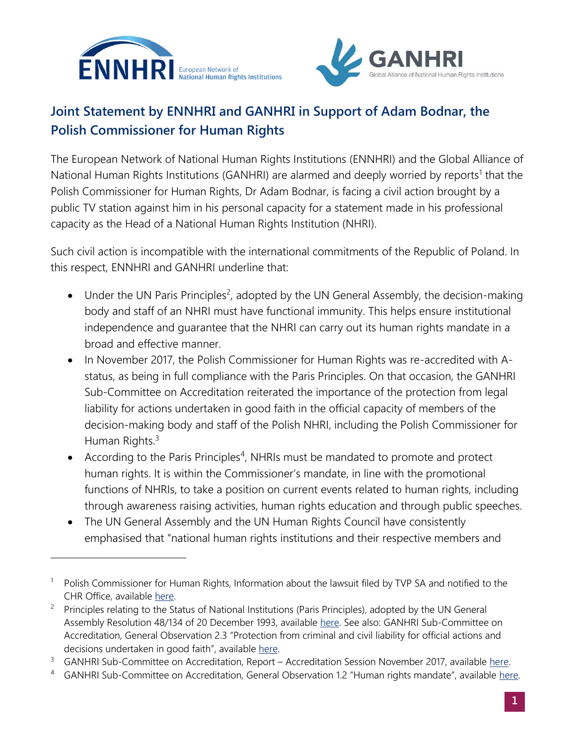# Joint Statement by ENNHRI and GANHRI in Support of Adam Bodnar, the Polish Commissioner for Human Rights

The European Network of National Human Rights Institutions (ENNHRI) and the Global Alliance of National Human Rights Institutions (GANHRI) are alarmed and deeply worried by reports[1] that the Polish Commissioner for Human Rights, Dr Adam Bodnar, is facing a civil action brought by a public TV station against him in his personal capacity for a statement made in his professional capacity as the Head of a National Human Rights Institution (NHRI).

Such civil action is incompatible with the international commitments of the Republic of Poland. In this respect, ENNHRI and GANHRI underline that:

- Under the UN Paris Principles[2], adopted by the UN General Assembly, the decision-making body and staff of an NHRI must have functional immunity. This helps ensure institutional independence and guarantee that the NHRI can carry out its human rights mandate in a broad and effective manner.
- In November 2017, the Polish Commissioner for Human Rights was re-accredited with A-status, as being in full compliance with the Paris Principles. On that occasion, the GANHRI Sub-Committee on Accreditation reiterated the importance of the protection from legal liability for actions undertaken in good faith in the official capacity of members of the decision-making body and staff of the Polish NHRI, including the Polish Commissioner for Human Rights.[3]
- According to the Paris Principles[4], NHRIs must be mandated to promote and protect human rights. It is within the Commissioner's mandate, in line with the promotional functions of NHRIs, to take a position on current events related to human rights, including through awareness raising activities, human rights education and through public speeches.
- The UN General Assembly and the UN Human Rights Council have consistently emphasised that "national human rights institutions and their respective members and

---

[1] Polish Commissioner for Human Rights, Information about the lawsuit filed by TVP SA and notified to the CHR Office, available here.

[2] Principles relating to the Status of National Institutions (Paris Principles), adopted by the UN General Assembly Resolution 48/134 of 20 December 1993, available here. See also: GANHRI Sub-Committee on Accreditation, General Observation 2.3 "Protection from criminal and civil liability for official actions and decisions undertaken in good faith", available here.

[3] GANHRI Sub-Committee on Accreditation, Report – Accreditation Session November 2017, available here.

[4] GANHRI Sub-Committee on Accreditation, General Observation 1.2 "Human rights mandate", available here.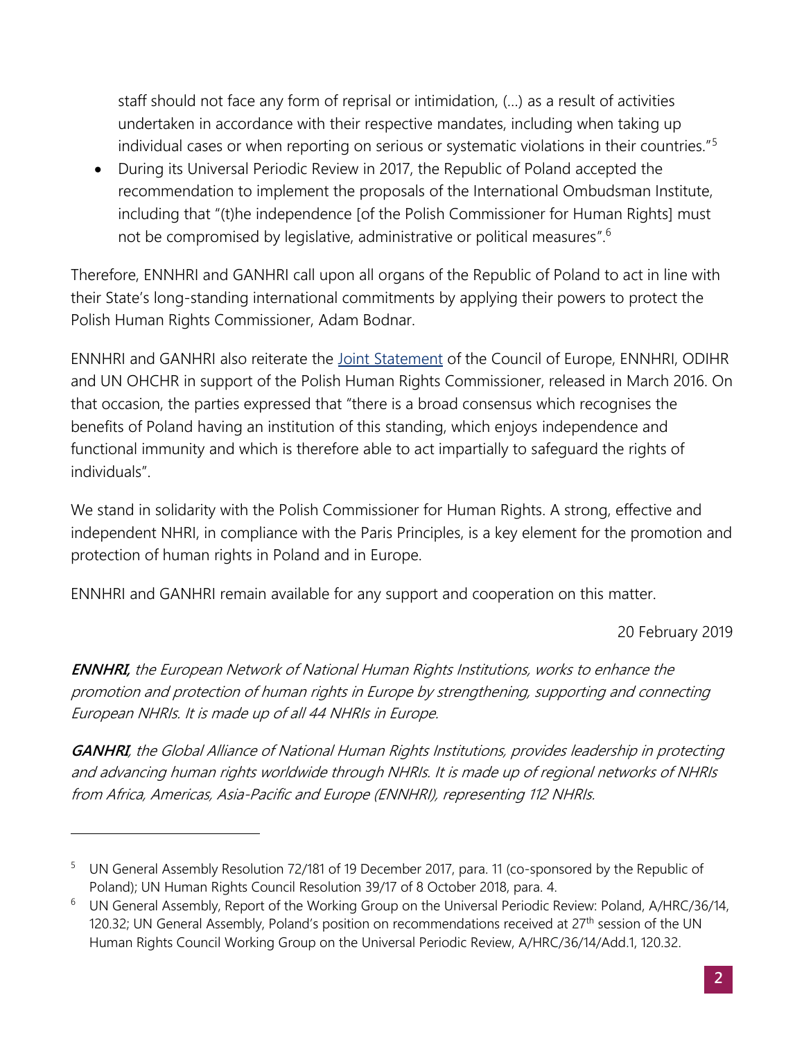staff should not face any form of reprisal or intimidation, (…) as a result of activities undertaken in accordance with their respective mandates, including when taking up individual cases or when reporting on serious or systematic violations in their countries."[5]

- During its Universal Periodic Review in 2017, the Republic of Poland accepted the recommendation to implement the proposals of the International Ombudsman Institute, including that "(t)he independence [of the Polish Commissioner for Human Rights] must not be compromised by legislative, administrative or political measures".[6]

Therefore, ENNHRI and GANHRI call upon all organs of the Republic of Poland to act in line with their State's long-standing international commitments by applying their powers to protect the Polish Human Rights Commissioner, Adam Bodnar.

ENNHRI and GANHRI also reiterate the Joint Statement of the Council of Europe, ENNHRI, ODIHR and UN OHCHR in support of the Polish Human Rights Commissioner, released in March 2016. On that occasion, the parties expressed that "there is a broad consensus which recognises the benefits of Poland having an institution of this standing, which enjoys independence and functional immunity and which is therefore able to act impartially to safeguard the rights of individuals".

We stand in solidarity with the Polish Commissioner for Human Rights. A strong, effective and independent NHRI, in compliance with the Paris Principles, is a key element for the promotion and protection of human rights in Poland and in Europe.

ENNHRI and GANHRI remain available for any support and cooperation on this matter.

20 February 2019

***ENNHRI,*** *the European Network of National Human Rights Institutions, works to enhance the promotion and protection of human rights in Europe by strengthening, supporting and connecting European NHRIs. It is made up of all 44 NHRIs in Europe.*

***GANHRI****, the Global Alliance of National Human Rights Institutions, provides leadership in protecting and advancing human rights worldwide through NHRIs. It is made up of regional networks of NHRIs from Africa, Americas, Asia-Pacific and Europe (ENNHRI), representing 112 NHRIs.*

---

[5] UN General Assembly Resolution 72/181 of 19 December 2017, para. 11 (co-sponsored by the Republic of Poland); UN Human Rights Council Resolution 39/17 of 8 October 2018, para. 4.

[6] UN General Assembly, Report of the Working Group on the Universal Periodic Review: Poland, A/HRC/36/14, 120.32; UN General Assembly, Poland's position on recommendations received at 27th session of the UN Human Rights Council Working Group on the Universal Periodic Review, A/HRC/36/14/Add.1, 120.32.